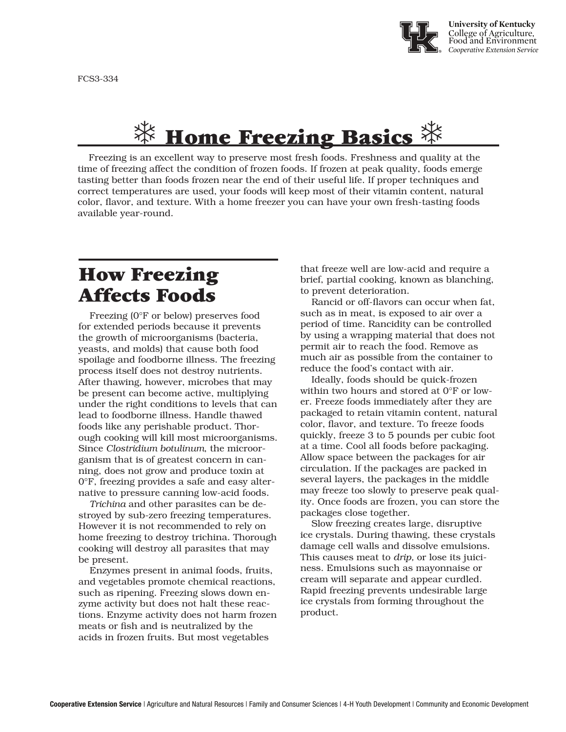University of Kentucky
College of Agriculture, Food and Environment
*Cooperative Extension Service*

FCS3-334

# ❄ Home Freezing Basics ❄

Freezing is an excellent way to preserve most fresh foods. Freshness and quality at the time of freezing affect the condition of frozen foods. If frozen at peak quality, foods emerge tasting better than foods frozen near the end of their useful life. If proper techniques and correct temperatures are used, your foods will keep most of their vitamin content, natural color, flavor, and texture. With a home freezer you can have your own fresh-tasting foods available year-round.

## How Freezing Affects Foods

Freezing (0°F or below) preserves food for extended periods because it prevents the growth of microorganisms (bacteria, yeasts, and molds) that cause both food spoilage and foodborne illness. The freezing process itself does not destroy nutrients. After thawing, however, microbes that may be present can become active, multiplying under the right conditions to levels that can lead to foodborne illness. Handle thawed foods like any perishable product. Thorough cooking will kill most microorganisms. Since *Clostridium botulinum*, the microorganism that is of greatest concern in canning, does not grow and produce toxin at 0°F, freezing provides a safe and easy alternative to pressure canning low-acid foods.

*Trichina* and other parasites can be destroyed by sub-zero freezing temperatures. However it is not recommended to rely on home freezing to destroy trichina. Thorough cooking will destroy all parasites that may be present.

Enzymes present in animal foods, fruits, and vegetables promote chemical reactions, such as ripening. Freezing slows down enzyme activity but does not halt these reactions. Enzyme activity does not harm frozen meats or fish and is neutralized by the acids in frozen fruits. But most vegetables that freeze well are low-acid and require a brief, partial cooking, known as blanching, to prevent deterioration.

Rancid or off-flavors can occur when fat, such as in meat, is exposed to air over a period of time. Rancidity can be controlled by using a wrapping material that does not permit air to reach the food. Remove as much air as possible from the container to reduce the food's contact with air.

Ideally, foods should be quick-frozen within two hours and stored at 0°F or lower. Freeze foods immediately after they are packaged to retain vitamin content, natural color, flavor, and texture. To freeze foods quickly, freeze 3 to 5 pounds per cubic foot at a time. Cool all foods before packaging. Allow space between the packages for air circulation. If the packages are packed in several layers, the packages in the middle may freeze too slowly to preserve peak quality. Once foods are frozen, you can store the packages close together.

Slow freezing creates large, disruptive ice crystals. During thawing, these crystals damage cell walls and dissolve emulsions. This causes meat to *drip*, or lose its juiciness. Emulsions such as mayonnaise or cream will separate and appear curdled. Rapid freezing prevents undesirable large ice crystals from forming throughout the product.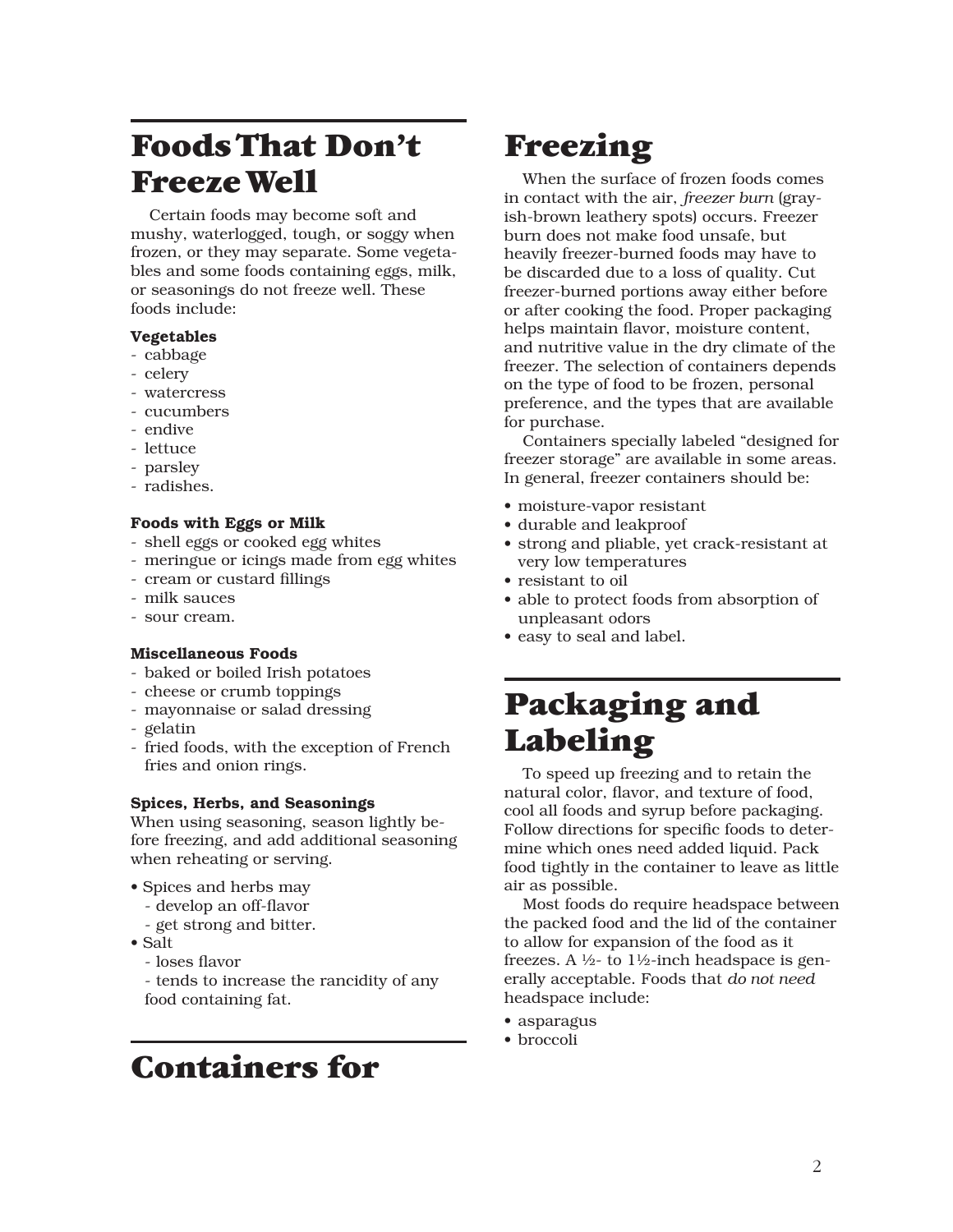# Foods That Don't Freeze Well

Certain foods may become soft and mushy, waterlogged, tough, or soggy when frozen, or they may separate. Some vegetables and some foods containing eggs, milk, or seasonings do not freeze well. These foods include:

**Vegetables**

- cabbage
- celery
- watercress
- cucumbers
- endive
- lettuce
- parsley
- radishes.

**Foods with Eggs or Milk**

- shell eggs or cooked egg whites
- meringue or icings made from egg whites
- cream or custard fillings
- milk sauces
- sour cream.

**Miscellaneous Foods**

- baked or boiled Irish potatoes
- cheese or crumb toppings
- mayonnaise or salad dressing
- gelatin
- fried foods, with the exception of French fries and onion rings.

**Spices, Herbs, and Seasonings**

When using seasoning, season lightly before freezing, and add additional seasoning when reheating or serving.

- Spices and herbs may
  - develop an off-flavor
  - get strong and bitter.
- Salt
  - loses flavor
  - tends to increase the rancidity of any food containing fat.

# Containers for Freezing

When the surface of frozen foods comes in contact with the air, *freezer burn* (grayish-brown leathery spots) occurs. Freezer burn does not make food unsafe, but heavily freezer-burned foods may have to be discarded due to a loss of quality. Cut freezer-burned portions away either before or after cooking the food. Proper packaging helps maintain flavor, moisture content, and nutritive value in the dry climate of the freezer. The selection of containers depends on the type of food to be frozen, personal preference, and the types that are available for purchase.

Containers specially labeled "designed for freezer storage" are available in some areas. In general, freezer containers should be:

- moisture-vapor resistant
- durable and leakproof
- strong and pliable, yet crack-resistant at very low temperatures
- resistant to oil
- able to protect foods from absorption of unpleasant odors
- easy to seal and label.

# Packaging and Labeling

To speed up freezing and to retain the natural color, flavor, and texture of food, cool all foods and syrup before packaging. Follow directions for specific foods to determine which ones need added liquid. Pack food tightly in the container to leave as little air as possible.

Most foods do require headspace between the packed food and the lid of the container to allow for expansion of the food as it freezes. A ½- to 1½-inch headspace is generally acceptable. Foods that *do not need* headspace include:

- asparagus
- broccoli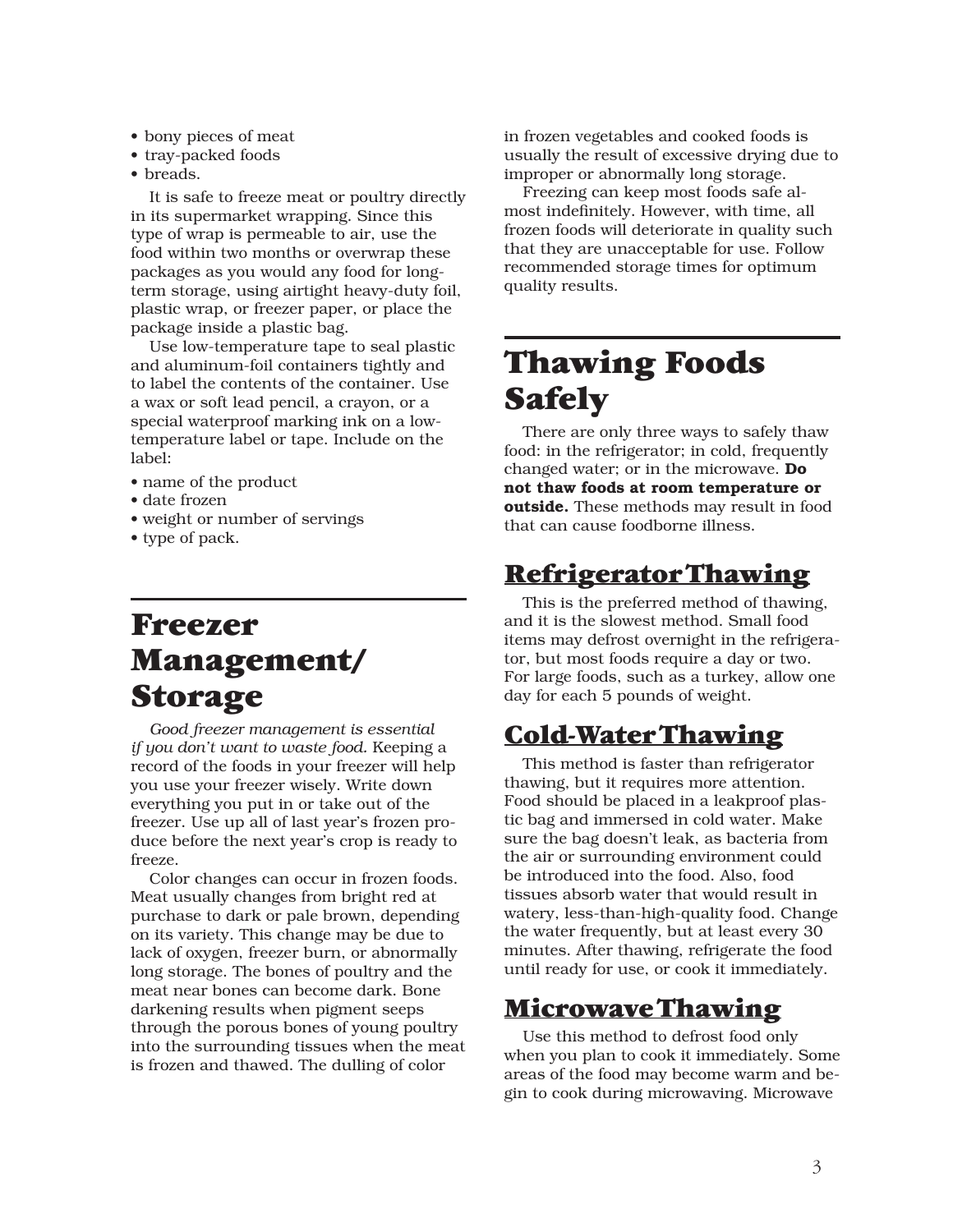- bony pieces of meat
- tray-packed foods
- breads.

It is safe to freeze meat or poultry directly in its supermarket wrapping. Since this type of wrap is permeable to air, use the food within two months or overwrap these packages as you would any food for long-term storage, using airtight heavy-duty foil, plastic wrap, or freezer paper, or place the package inside a plastic bag.

Use low-temperature tape to seal plastic and aluminum-foil containers tightly and to label the contents of the container. Use a wax or soft lead pencil, a crayon, or a special waterproof marking ink on a low-temperature label or tape. Include on the label:

- name of the product
- date frozen
- weight or number of servings
- type of pack.

# Freezer Management/ Storage

*Good freezer management is essential if you don't want to waste food.* Keeping a record of the foods in your freezer will help you use your freezer wisely. Write down everything you put in or take out of the freezer. Use up all of last year's frozen produce before the next year's crop is ready to freeze.

Color changes can occur in frozen foods. Meat usually changes from bright red at purchase to dark or pale brown, depending on its variety. This change may be due to lack of oxygen, freezer burn, or abnormally long storage. The bones of poultry and the meat near bones can become dark. Bone darkening results when pigment seeps through the porous bones of young poultry into the surrounding tissues when the meat is frozen and thawed. The dulling of color in frozen vegetables and cooked foods is usually the result of excessive drying due to improper or abnormally long storage.

Freezing can keep most foods safe almost indefinitely. However, with time, all frozen foods will deteriorate in quality such that they are unacceptable for use. Follow recommended storage times for optimum quality results.

# Thawing Foods Safely

There are only three ways to safely thaw food: in the refrigerator; in cold, frequently changed water; or in the microwave. **Do not thaw foods at room temperature or outside.** These methods may result in food that can cause foodborne illness.

## Refrigerator Thawing

This is the preferred method of thawing, and it is the slowest method. Small food items may defrost overnight in the refrigerator, but most foods require a day or two. For large foods, such as a turkey, allow one day for each 5 pounds of weight.

## Cold-Water Thawing

This method is faster than refrigerator thawing, but it requires more attention. Food should be placed in a leakproof plastic bag and immersed in cold water. Make sure the bag doesn't leak, as bacteria from the air or surrounding environment could be introduced into the food. Also, food tissues absorb water that would result in watery, less-than-high-quality food. Change the water frequently, but at least every 30 minutes. After thawing, refrigerate the food until ready for use, or cook it immediately.

## Microwave Thawing

Use this method to defrost food only when you plan to cook it immediately. Some areas of the food may become warm and begin to cook during microwaving. Microwave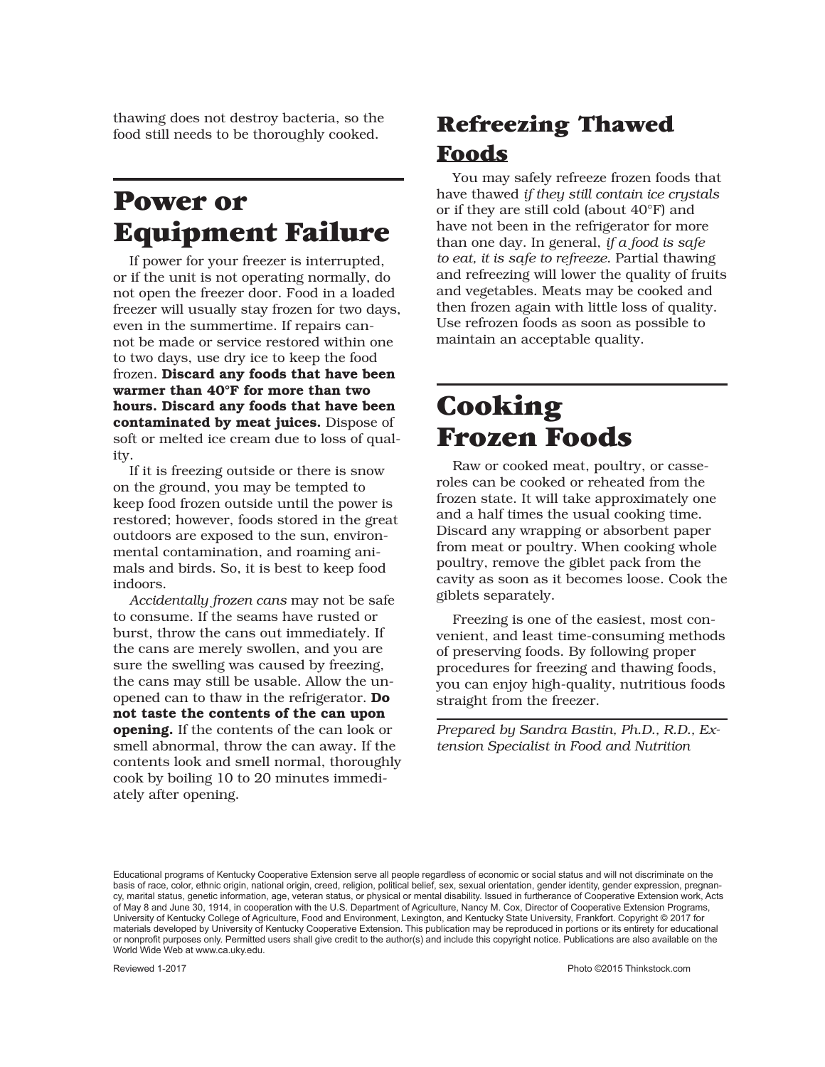thawing does not destroy bacteria, so the food still needs to be thoroughly cooked.

## Power or Equipment Failure

If power for your freezer is interrupted, or if the unit is not operating normally, do not open the freezer door. Food in a loaded freezer will usually stay frozen for two days, even in the summertime. If repairs cannot be made or service restored within one to two days, use dry ice to keep the food frozen. **Discard any foods that have been warmer than 40°F for more than two hours. Discard any foods that have been contaminated by meat juices.** Dispose of soft or melted ice cream due to loss of quality.

If it is freezing outside or there is snow on the ground, you may be tempted to keep food frozen outside until the power is restored; however, foods stored in the great outdoors are exposed to the sun, environmental contamination, and roaming animals and birds. So, it is best to keep food indoors.

*Accidentally frozen cans* may not be safe to consume. If the seams have rusted or burst, throw the cans out immediately. If the cans are merely swollen, and you are sure the swelling was caused by freezing, the cans may still be usable. Allow the unopened can to thaw in the refrigerator. **Do not taste the contents of the can upon opening.** If the contents of the can look or smell abnormal, throw the can away. If the contents look and smell normal, thoroughly cook by boiling 10 to 20 minutes immediately after opening.

### Refreezing Thawed Foods

You may safely refreeze frozen foods that have thawed *if they still contain ice crystals* or if they are still cold (about 40°F) and have not been in the refrigerator for more than one day. In general, *if a food is safe to eat, it is safe to refreeze.* Partial thawing and refreezing will lower the quality of fruits and vegetables. Meats may be cooked and then frozen again with little loss of quality. Use refrozen foods as soon as possible to maintain an acceptable quality.

## Cooking Frozen Foods

Raw or cooked meat, poultry, or casseroles can be cooked or reheated from the frozen state. It will take approximately one and a half times the usual cooking time. Discard any wrapping or absorbent paper from meat or poultry. When cooking whole poultry, remove the giblet pack from the cavity as soon as it becomes loose. Cook the giblets separately.

Freezing is one of the easiest, most convenient, and least time-consuming methods of preserving foods. By following proper procedures for freezing and thawing foods, you can enjoy high-quality, nutritious foods straight from the freezer.

---

*Prepared by Sandra Bastin, Ph.D., R.D., Extension Specialist in Food and Nutrition*

Educational programs of Kentucky Cooperative Extension serve all people regardless of economic or social status and will not discriminate on the basis of race, color, ethnic origin, national origin, creed, religion, political belief, sex, sexual orientation, gender identity, gender expression, pregnancy, marital status, genetic information, age, veteran status, or physical or mental disability. Issued in furtherance of Cooperative Extension work, Acts of May 8 and June 30, 1914, in cooperation with the U.S. Department of Agriculture, Nancy M. Cox, Director of Cooperative Extension Programs, University of Kentucky College of Agriculture, Food and Environment, Lexington, and Kentucky State University, Frankfort. Copyright © 2017 for materials developed by University of Kentucky Cooperative Extension. This publication may be reproduced in portions or its entirety for educational or nonprofit purposes only. Permitted users shall give credit to the author(s) and include this copyright notice. Publications are also available on the World Wide Web at www.ca.uky.edu.

Reviewed 1-2017

Photo ©2015 Thinkstock.com